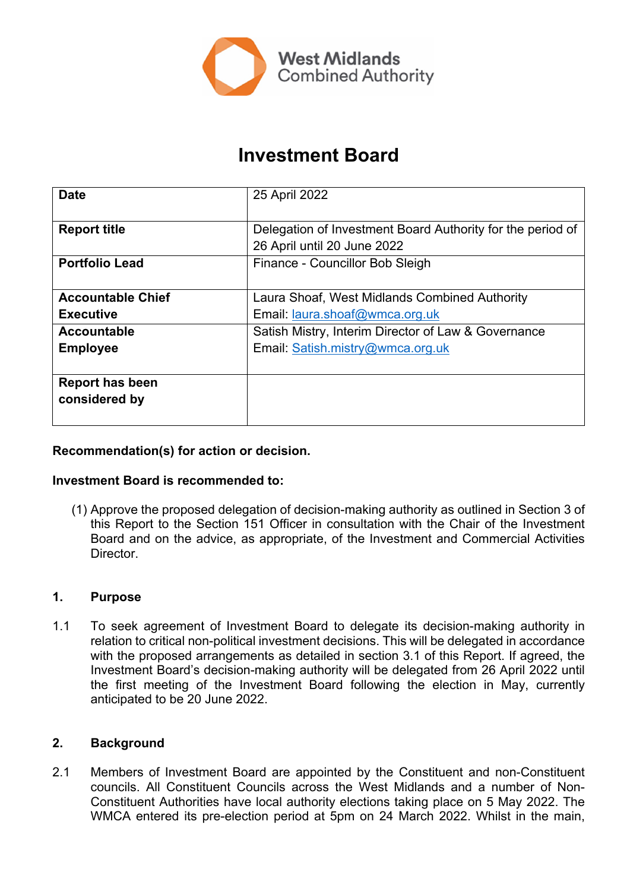West Midlands Combined Authority

# Investment Board

| | |
|---|---|
| **Date** | 25 April 2022 |
| **Report title** | Delegation of Investment Board Authority for the period of 26 April until 20 June 2022 |
| **Portfolio Lead** | Finance - Councillor Bob Sleigh |
| **Accountable Chief Executive** | Laura Shoaf, West Midlands Combined Authority<br>Email: laura.shoaf@wmca.org.uk |
| **Accountable Employee** | Satish Mistry, Interim Director of Law & Governance<br>Email: Satish.mistry@wmca.org.uk |
| **Report has been considered by** | |

**Recommendation(s) for action or decision.**

**Investment Board is recommended to:**

(1) Approve the proposed delegation of decision-making authority as outlined in Section 3 of this Report to the Section 151 Officer in consultation with the Chair of the Investment Board and on the advice, as appropriate, of the Investment and Commercial Activities Director.

## 1. Purpose

1.1 To seek agreement of Investment Board to delegate its decision-making authority in relation to critical non-political investment decisions. This will be delegated in accordance with the proposed arrangements as detailed in section 3.1 of this Report. If agreed, the Investment Board's decision-making authority will be delegated from 26 April 2022 until the first meeting of the Investment Board following the election in May, currently anticipated to be 20 June 2022.

## 2. Background

2.1 Members of Investment Board are appointed by the Constituent and non-Constituent councils. All Constituent Councils across the West Midlands and a number of Non-Constituent Authorities have local authority elections taking place on 5 May 2022. The WMCA entered its pre-election period at 5pm on 24 March 2022. Whilst in the main,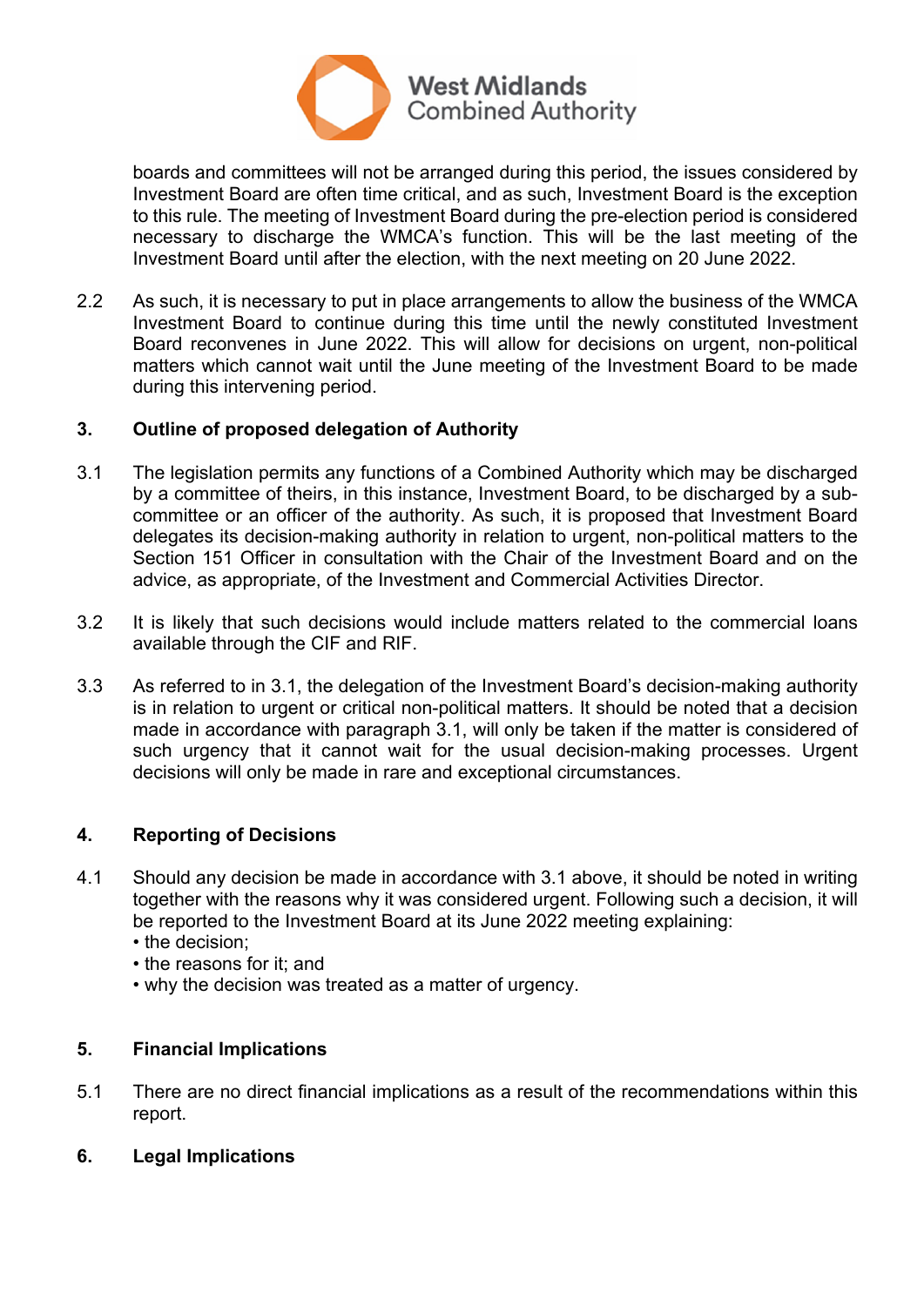boards and committees will not be arranged during this period, the issues considered by Investment Board are often time critical, and as such, Investment Board is the exception to this rule. The meeting of Investment Board during the pre-election period is considered necessary to discharge the WMCA's function. This will be the last meeting of the Investment Board until after the election, with the next meeting on 20 June 2022.

2.2 As such, it is necessary to put in place arrangements to allow the business of the WMCA Investment Board to continue during this time until the newly constituted Investment Board reconvenes in June 2022. This will allow for decisions on urgent, non-political matters which cannot wait until the June meeting of the Investment Board to be made during this intervening period.

## 3. Outline of proposed delegation of Authority

3.1 The legislation permits any functions of a Combined Authority which may be discharged by a committee of theirs, in this instance, Investment Board, to be discharged by a sub-committee or an officer of the authority. As such, it is proposed that Investment Board delegates its decision-making authority in relation to urgent, non-political matters to the Section 151 Officer in consultation with the Chair of the Investment Board and on the advice, as appropriate, of the Investment and Commercial Activities Director.

3.2 It is likely that such decisions would include matters related to the commercial loans available through the CIF and RIF.

3.3 As referred to in 3.1, the delegation of the Investment Board's decision-making authority is in relation to urgent or critical non-political matters. It should be noted that a decision made in accordance with paragraph 3.1, will only be taken if the matter is considered of such urgency that it cannot wait for the usual decision-making processes. Urgent decisions will only be made in rare and exceptional circumstances.

## 4. Reporting of Decisions

4.1 Should any decision be made in accordance with 3.1 above, it should be noted in writing together with the reasons why it was considered urgent. Following such a decision, it will be reported to the Investment Board at its June 2022 meeting explaining:

- the decision;
- the reasons for it; and
- why the decision was treated as a matter of urgency.

## 5. Financial Implications

5.1 There are no direct financial implications as a result of the recommendations within this report.

## 6. Legal Implications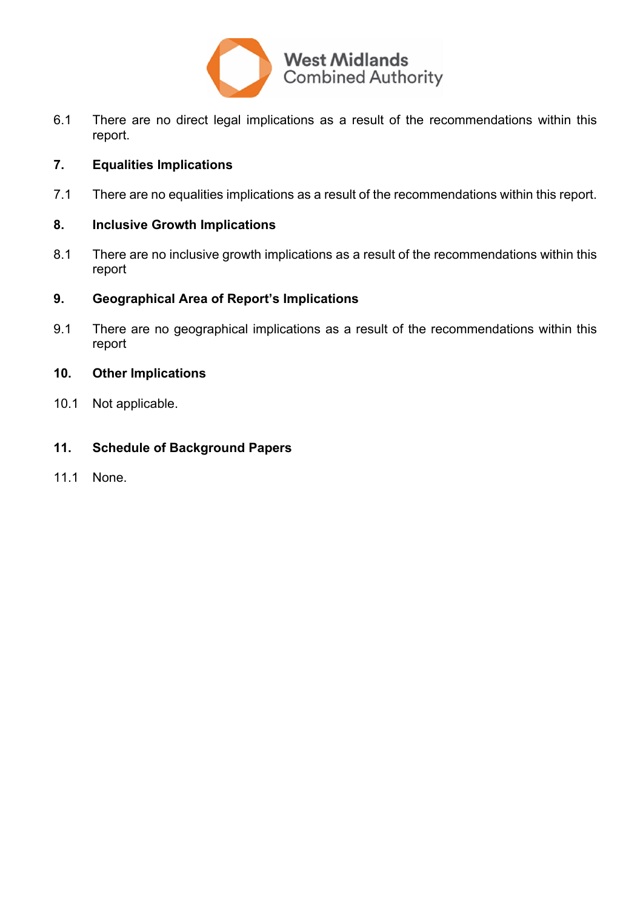6.1 There are no direct legal implications as a result of the recommendations within this report.

## 7. Equalities Implications

7.1 There are no equalities implications as a result of the recommendations within this report.

## 8. Inclusive Growth Implications

8.1 There are no inclusive growth implications as a result of the recommendations within this report

## 9. Geographical Area of Report's Implications

9.1 There are no geographical implications as a result of the recommendations within this report

## 10. Other Implications

10.1 Not applicable.

## 11. Schedule of Background Papers

11.1 None.